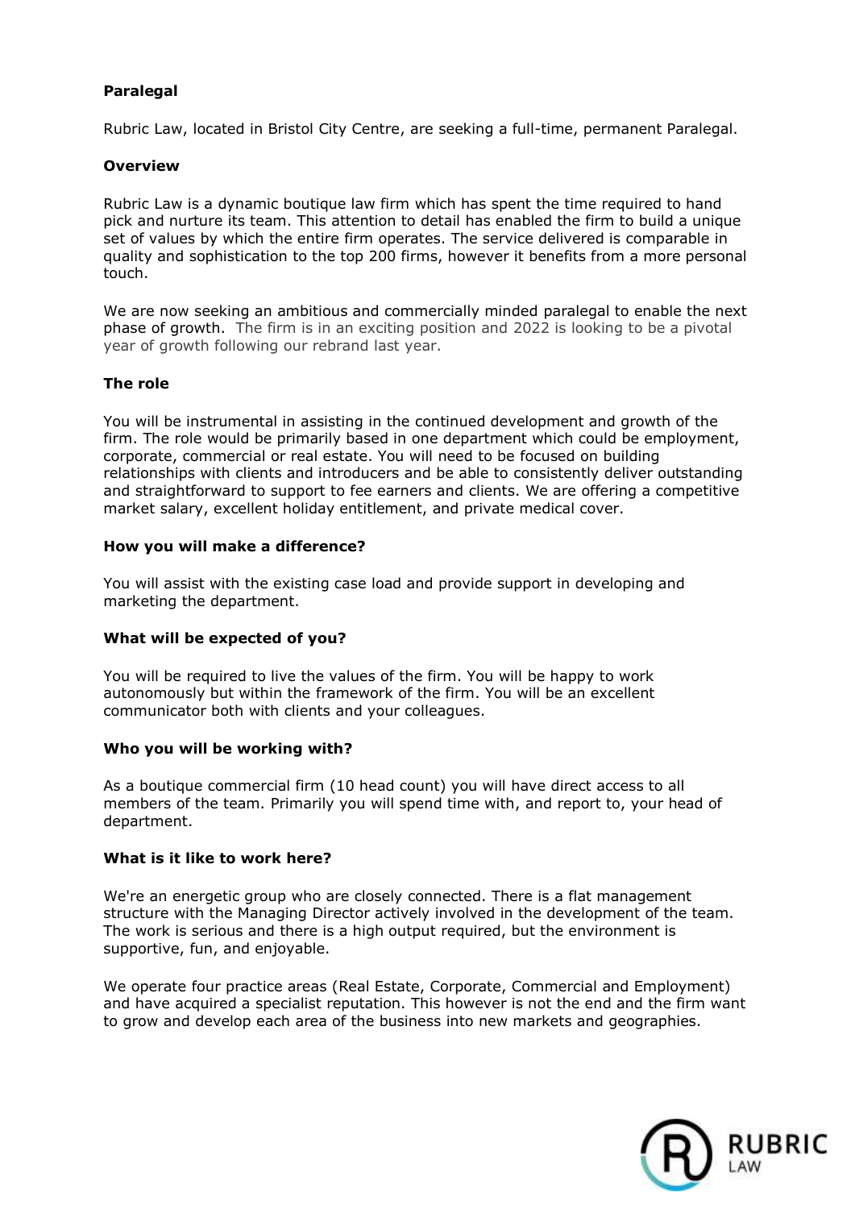**Paralegal**

Rubric Law, located in Bristol City Centre, are seeking a full-time, permanent Paralegal.

**Overview**

Rubric Law is a dynamic boutique law firm which has spent the time required to hand pick and nurture its team. This attention to detail has enabled the firm to build a unique set of values by which the entire firm operates. The service delivered is comparable in quality and sophistication to the top 200 firms, however it benefits from a more personal touch.

We are now seeking an ambitious and commercially minded paralegal to enable the next phase of growth. The firm is in an exciting position and 2022 is looking to be a pivotal year of growth following our rebrand last year.

**The role**

You will be instrumental in assisting in the continued development and growth of the firm. The role would be primarily based in one department which could be employment, corporate, commercial or real estate. You will need to be focused on building relationships with clients and introducers and be able to consistently deliver outstanding and straightforward to support to fee earners and clients. We are offering a competitive market salary, excellent holiday entitlement, and private medical cover.

**How you will make a difference?**

You will assist with the existing case load and provide support in developing and marketing the department.

**What will be expected of you?**

You will be required to live the values of the firm. You will be happy to work autonomously but within the framework of the firm. You will be an excellent communicator both with clients and your colleagues.

**Who you will be working with?**

As a boutique commercial firm (10 head count) you will have direct access to all members of the team. Primarily you will spend time with, and report to, your head of department.

**What is it like to work here?**

We're an energetic group who are closely connected. There is a flat management structure with the Managing Director actively involved in the development of the team. The work is serious and there is a high output required, but the environment is supportive, fun, and enjoyable.

We operate four practice areas (Real Estate, Corporate, Commercial and Employment) and have acquired a specialist reputation. This however is not the end and the firm want to grow and develop each area of the business into new markets and geographies.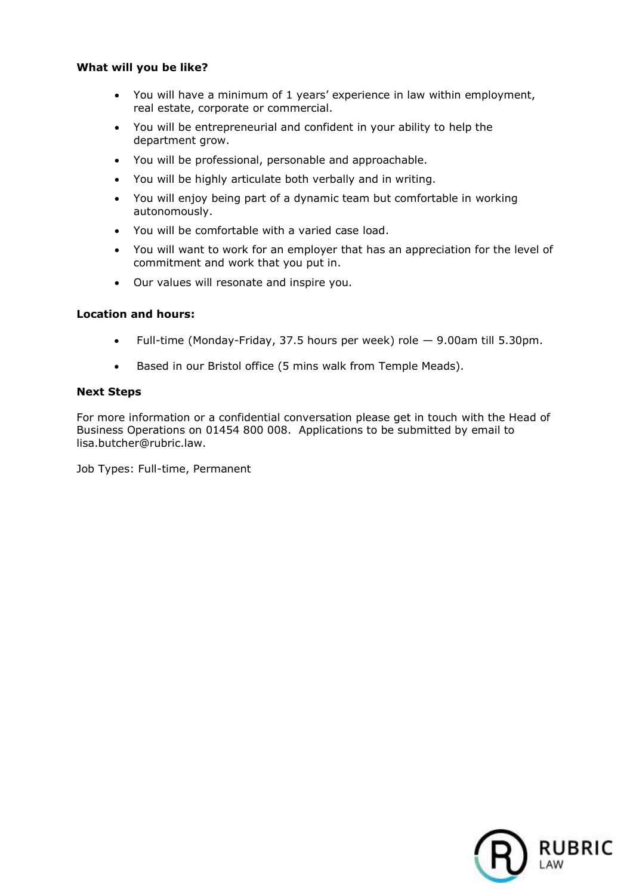**What will you be like?**

- You will have a minimum of 1 years' experience in law within employment, real estate, corporate or commercial.
- You will be entrepreneurial and confident in your ability to help the department grow.
- You will be professional, personable and approachable.
- You will be highly articulate both verbally and in writing.
- You will enjoy being part of a dynamic team but comfortable in working autonomously.
- You will be comfortable with a varied case load.
- You will want to work for an employer that has an appreciation for the level of commitment and work that you put in.
- Our values will resonate and inspire you.

**Location and hours:**

- Full-time (Monday-Friday, 37.5 hours per week) role — 9.00am till 5.30pm.
- Based in our Bristol office (5 mins walk from Temple Meads).

**Next Steps**

For more information or a confidential conversation please get in touch with the Head of Business Operations on 01454 800 008. Applications to be submitted by email to lisa.butcher@rubric.law.

Job Types: Full-time, Permanent

RUBRIC LAW